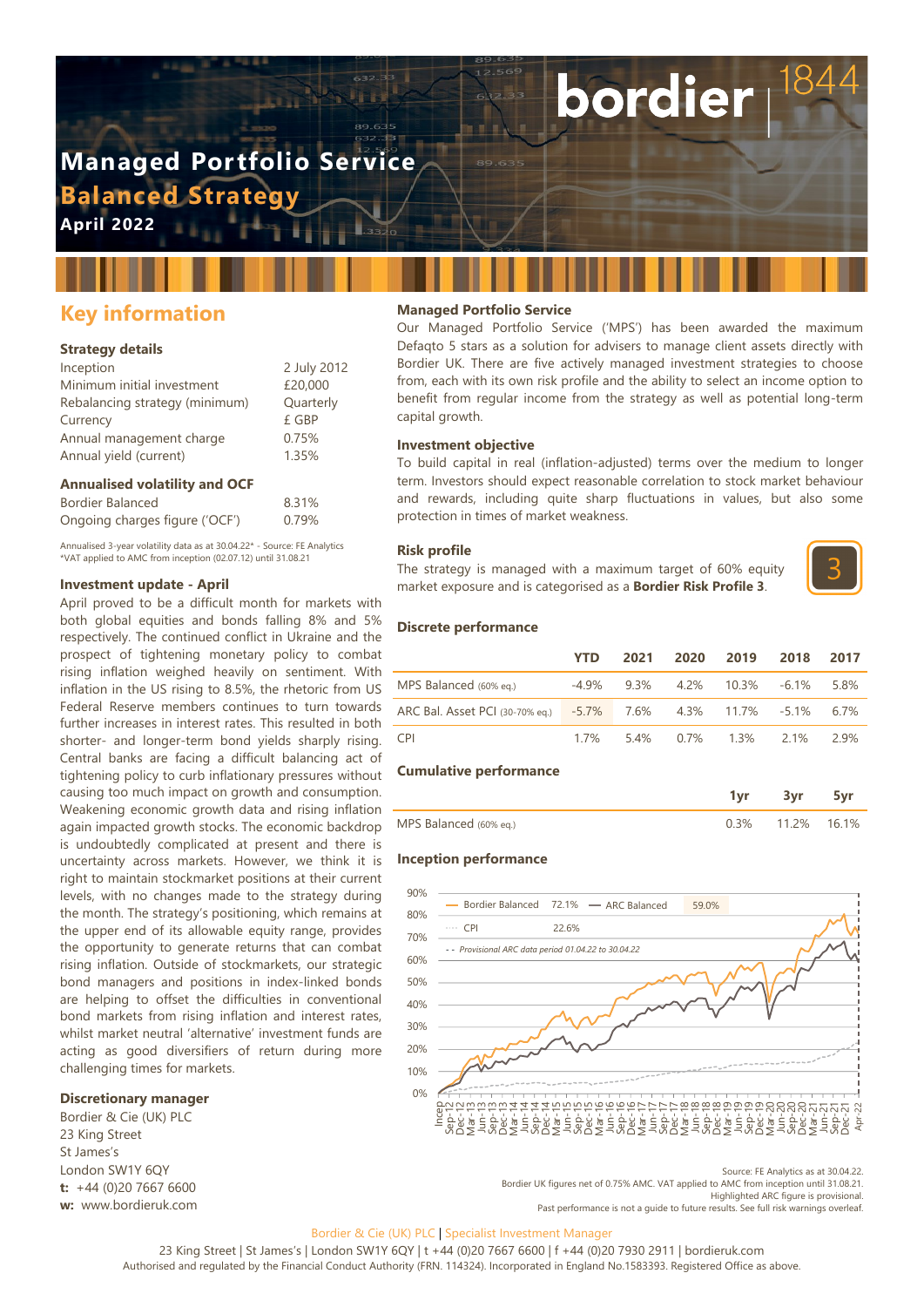# Managed Portfolio Service

## Balanced Strategy

**April 2022**

bordier | 1844

## Key information

### Strategy details

| | |
|---|---|
| Inception | 2 July 2012 |
| Minimum initial investment | £20,000 |
| Rebalancing strategy (minimum) | Quarterly |
| Currency | £ GBP |
| Annual management charge | 0.75% |
| Annual yield (current) | 1.35% |

### Annualised volatility and OCF

| | |
|---|---|
| Bordier Balanced | 8.31% |
| Ongoing charges figure ('OCF') | 0.79% |

Annualised 3-year volatility data as at 30.04.22* - Source: FE Analytics
*VAT applied to AMC from inception (02.07.12) until 31.08.21

### Investment update - April

April proved to be a difficult month for markets with both global equities and bonds falling 8% and 5% respectively. The continued conflict in Ukraine and the prospect of tightening monetary policy to combat rising inflation weighed heavily on sentiment. With inflation in the US rising to 8.5%, the rhetoric from US Federal Reserve members continues to turn towards further increases in interest rates. This resulted in both shorter- and longer-term bond yields sharply rising. Central banks are facing a difficult balancing act of tightening policy to curb inflationary pressures without causing too much impact on growth and consumption. Weakening economic growth data and rising inflation again impacted growth stocks. The economic backdrop is undoubtedly complicated at present and there is uncertainty across markets. However, we think it is right to maintain stockmarket positions at their current levels, with no changes made to the strategy during the month. The strategy's positioning, which remains at the upper end of its allowable equity range, provides the opportunity to generate returns that can combat rising inflation. Outside of stockmarkets, our strategic bond managers and positions in index-linked bonds are helping to offset the difficulties in conventional bond markets from rising inflation and interest rates, whilst market neutral 'alternative' investment funds are acting as good diversifiers of return during more challenging times for markets.

### Discretionary manager

Bordier & Cie (UK) PLC
23 King Street
St James's
London SW1Y 6QY
**t:** +44 (0)20 7667 6600
**w:** www.bordieruk.com

### Managed Portfolio Service

Our Managed Portfolio Service ('MPS') has been awarded the maximum Defaqto 5 stars as a solution for advisers to manage client assets directly with Bordier UK. There are five actively managed investment strategies to choose from, each with its own risk profile and the ability to select an income option to benefit from regular income from the strategy as well as potential long-term capital growth.

### Investment objective

To build capital in real (inflation-adjusted) terms over the medium to longer term. Investors should expect reasonable correlation to stock market behaviour and rewards, including quite sharp fluctuations in values, but also some protection in times of market weakness.

### Risk profile

The strategy is managed with a maximum target of 60% equity market exposure and is categorised as a **Bordier Risk Profile 3**.

3

### Discrete performance

| | YTD | 2021 | 2020 | 2019 | 2018 | 2017 |
|---|---|---|---|---|---|---|
| MPS Balanced (60% eq.) | -4.9% | 9.3% | 4.2% | 10.3% | -6.1% | 5.8% |
| ARC Bal. Asset PCI (30-70% eq.) | -5.7% | 7.6% | 4.3% | 11.7% | -5.1% | 6.7% |
| CPI | 1.7% | 5.4% | 0.7% | 1.3% | 2.1% | 2.9% |

### Cumulative performance

| | 1yr | 3yr | 5yr |
|---|---|---|---|
| MPS Balanced (60% eq.) | 0.3% | 11.2% | 16.1% |

### Inception performance

Bordier Balanced 72.1% — ARC Balanced 59.0% — CPI 22.6%

*Provisional ARC data period 01.04.22 to 30.04.22*

Source: FE Analytics as at 30.04.22.
Bordier UK figures net of 0.75% AMC. VAT applied to AMC from inception until 31.08.21.
Highlighted ARC figure is provisional.
Past performance is not a guide to future results. See full risk warnings overleaf.

Bordier & Cie (UK) PLC | Specialist Investment Manager

23 King Street | St James's | London SW1Y 6QY | t +44 (0)20 7667 6600 | f +44 (0)20 7930 2911 | bordieruk.com
Authorised and regulated by the Financial Conduct Authority (FRN. 114324). Incorporated in England No.1583393. Registered Office as above.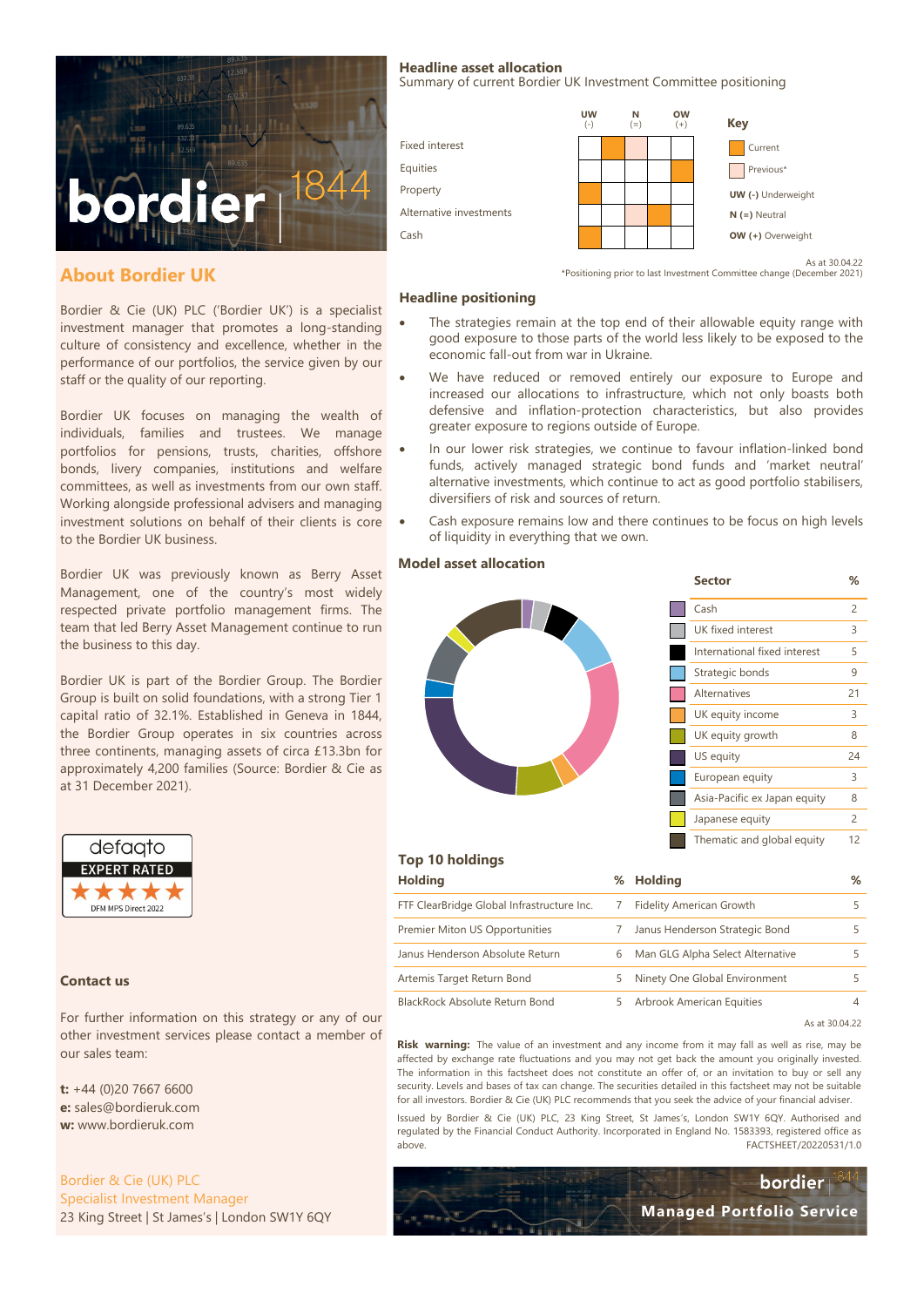## About Bordier UK

Bordier & Cie (UK) PLC ('Bordier UK') is a specialist investment manager that promotes a long-standing culture of consistency and excellence, whether in the performance of our portfolios, the service given by our staff or the quality of our reporting.

Bordier UK focuses on managing the wealth of individuals, families and trustees. We manage portfolios for pensions, trusts, charities, offshore bonds, livery companies, institutions and welfare committees, as well as investments from our own staff. Working alongside professional advisers and managing investment solutions on behalf of their clients is core to the Bordier UK business.

Bordier UK was previously known as Berry Asset Management, one of the country's most widely respected private portfolio management firms. The team that led Berry Asset Management continue to run the business to this day.

Bordier UK is part of the Bordier Group. The Bordier Group is built on solid foundations, with a strong Tier 1 capital ratio of 32.1%. Established in Geneva in 1844, the Bordier Group operates in six countries across three continents, managing assets of circa £13.3bn for approximately 4,200 families (Source: Bordier & Cie as at 31 December 2021).

defaqto EXPERT RATED
DFM MPS Direct 2022

### Contact us

For further information on this strategy or any of our other investment services please contact a member of our sales team:

**t:** +44 (0)20 7667 6600
**e:** sales@bordieruk.com
**w:** www.bordieruk.com

Bordier & Cie (UK) PLC
Specialist Investment Manager
23 King Street | St James's | London SW1Y 6QY

### Headline asset allocation

Summary of current Bordier UK Investment Committee positioning

| | UW (-) | | N (=) | | OW (+) |
|---|---|---|---|---|---|
| Fixed interest | | Current | Previous* | | |
| Equities | | | | | Current |
| Property | Current | | | | |
| Alternative investments | | | Previous* | Current | |
| Cash | Current | | | | |

Key: Current; Previous*; UW (-) Underweight; N (=) Neutral; OW (+) Overweight

As at 30.04.22
*Positioning prior to last Investment Committee change (December 2021)

### Headline positioning

- The strategies remain at the top end of their allowable equity range with good exposure to those parts of the world less likely to be exposed to the economic fall-out from war in Ukraine.
- We have reduced or removed entirely our exposure to Europe and increased our allocations to infrastructure, which not only boasts both defensive and inflation-protection characteristics, but also provides greater exposure to regions outside of Europe.
- In our lower risk strategies, we continue to favour inflation-linked bond funds, actively managed strategic bond funds and 'market neutral' alternative investments, which continue to act as good portfolio stabilisers, diversifiers of risk and sources of return.
- Cash exposure remains low and there continues to be focus on high levels of liquidity in everything that we own.

### Model asset allocation

| Sector | % |
|---|---|
| Cash | 2 |
| UK fixed interest | 3 |
| International fixed interest | 5 |
| Strategic bonds | 9 |
| Alternatives | 21 |
| UK equity income | 3 |
| UK equity growth | 8 |
| US equity | 24 |
| European equity | 3 |
| Asia-Pacific ex Japan equity | 8 |
| Japanese equity | 2 |
| Thematic and global equity | 12 |

### Top 10 holdings

| Holding | % | Holding | % |
|---|---|---|---|
| FTF ClearBridge Global Infrastructure Inc. | 7 | Fidelity American Growth | 5 |
| Premier Miton US Opportunities | 7 | Janus Henderson Strategic Bond | 5 |
| Janus Henderson Absolute Return | 6 | Man GLG Alpha Select Alternative | 5 |
| Artemis Target Return Bond | 5 | Ninety One Global Environment | 5 |
| BlackRock Absolute Return Bond | 5 | Arbrook American Equities | 4 |

As at 30.04.22

**Risk warning:** The value of an investment and any income from it may fall as well as rise, may be affected by exchange rate fluctuations and you may not get back the amount you originally invested. The information in this factsheet does not constitute an offer of, or an invitation to buy or sell any security. Levels and bases of tax can change. The securities detailed in this factsheet may not be suitable for all investors. Bordier & Cie (UK) PLC recommends that you seek the advice of your financial adviser.

Issued by Bordier & Cie (UK) PLC, 23 King Street, St James's, London SW1Y 6QY. Authorised and regulated by the Financial Conduct Authority. Incorporated in England No. 1583393, registered office as above. FACTSHEET/20220531/1.0

bordier 1844
**Managed Portfolio Service**